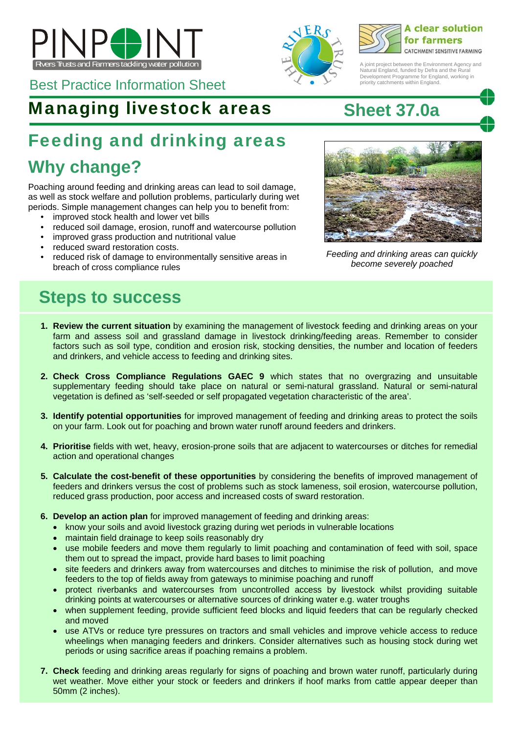# PINPOINT

Rivers Trusts and Farmers tackling water pollution

The Rivers Trust

A clear solution for farmers
CATCHMENT SENSITIVE FARMING

A joint project between the Environment Agency and Natural England, funded by Defra and the Rural Development Programme for England, working in priority catchments within England.

Best Practice Information Sheet

# Managing livestock areas

**Sheet 37.0a**

## Feeding and drinking areas

## Why change?

Poaching around feeding and drinking areas can lead to soil damage, as well as stock welfare and pollution problems, particularly during wet periods. Simple management changes can help you to benefit from:

- improved stock health and lower vet bills
- reduced soil damage, erosion, runoff and watercourse pollution
- improved grass production and nutritional value
- reduced sward restoration costs.
- reduced risk of damage to environmentally sensitive areas in breach of cross compliance rules

*Feeding and drinking areas can quickly become severely poached*

## Steps to success

1. **Review the current situation** by examining the management of livestock feeding and drinking areas on your farm and assess soil and grassland damage in livestock drinking/feeding areas. Remember to consider factors such as soil type, condition and erosion risk, stocking densities, the number and location of feeders and drinkers, and vehicle access to feeding and drinking sites.

2. **Check Cross Compliance Regulations GAEC 9** which states that no overgrazing and unsuitable supplementary feeding should take place on natural or semi-natural grassland. Natural or semi-natural vegetation is defined as 'self-seeded or self propagated vegetation characteristic of the area'.

3. **Identify potential opportunities** for improved management of feeding and drinking areas to protect the soils on your farm. Look out for poaching and brown water runoff around feeders and drinkers.

4. **Prioritise** fields with wet, heavy, erosion-prone soils that are adjacent to watercourses or ditches for remedial action and operational changes

5. **Calculate the cost-benefit of these opportunities** by considering the benefits of improved management of feeders and drinkers versus the cost of problems such as stock lameness, soil erosion, watercourse pollution, reduced grass production, poor access and increased costs of sward restoration.

6. **Develop an action plan** for improved management of feeding and drinking areas:
   - know your soils and avoid livestock grazing during wet periods in vulnerable locations
   - maintain field drainage to keep soils reasonably dry
   - use mobile feeders and move them regularly to limit poaching and contamination of feed with soil, space them out to spread the impact, provide hard bases to limit poaching
   - site feeders and drinkers away from watercourses and ditches to minimise the risk of pollution, and move feeders to the top of fields away from gateways to minimise poaching and runoff
   - protect riverbanks and watercourses from uncontrolled access by livestock whilst providing suitable drinking points at watercourses or alternative sources of drinking water e.g. water troughs
   - when supplement feeding, provide sufficient feed blocks and liquid feeders that can be regularly checked and moved
   - use ATVs or reduce tyre pressures on tractors and small vehicles and improve vehicle access to reduce wheelings when managing feeders and drinkers. Consider alternatives such as housing stock during wet periods or using sacrifice areas if poaching remains a problem.

7. **Check** feeding and drinking areas regularly for signs of poaching and brown water runoff, particularly during wet weather. Move either your stock or feeders and drinkers if hoof marks from cattle appear deeper than 50mm (2 inches).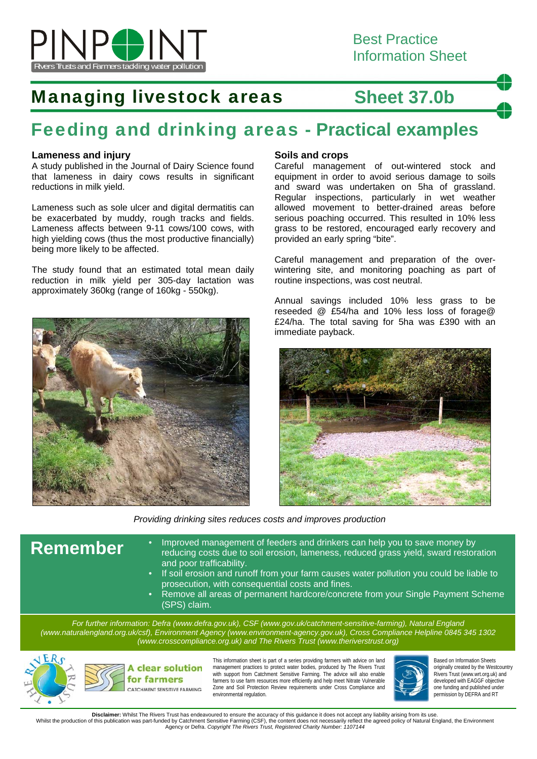PINPOINT

Rivers Trusts and Farmers tackling water pollution

Best Practice Information Sheet

# Managing livestock areas

**Sheet 37.0b**

## Feeding and drinking areas - Practical examples

### Lameness and injury

A study published in the Journal of Dairy Science found that lameness in dairy cows results in significant reductions in milk yield.

Lameness such as sole ulcer and digital dermatitis can be exacerbated by muddy, rough tracks and fields. Lameness affects between 9-11 cows/100 cows, with high yielding cows (thus the most productive financially) being more likely to be affected.

The study found that an estimated total mean daily reduction in milk yield per 305-day lactation was approximately 360kg (range of 160kg - 550kg).

### Soils and crops

Careful management of out-wintered stock and equipment in order to avoid serious damage to soils and sward was undertaken on 5ha of grassland. Regular inspections, particularly in wet weather allowed movement to better-drained areas before serious poaching occurred. This resulted in 10% less grass to be restored, encouraged early recovery and provided an early spring "bite".

Careful management and preparation of the over-wintering site, and monitoring poaching as part of routine inspections, was cost neutral.

Annual savings included 10% less grass to be reseeded @ £54/ha and 10% less loss of forage@ £24/ha. The total saving for 5ha was £390 with an immediate payback.

*Providing drinking sites reduces costs and improves production*

## Remember

- Improved management of feeders and drinkers can help you to save money by reducing costs due to soil erosion, lameness, reduced grass yield, sward restoration and poor trafficability.
- If soil erosion and runoff from your farm causes water pollution you could be liable to prosecution, with consequential costs and fines.
- Remove all areas of permanent hardcore/concrete from your Single Payment Scheme (SPS) claim.

*For further information: Defra (www.defra.gov.uk), CSF (www.gov.uk/catchment-sensitive-farming), Natural England (www.naturalengland.org.uk/csf), Environment Agency (www.environment-agency.gov.uk), Cross Compliance Helpline 0845 345 1302 (www.crosscompliance.org.uk) and The Rivers Trust (www.theriverstrust.org)*

A clear solution for farmers
CATCHMENT SENSITIVE FARMING

This information sheet is part of a series providing farmers with advice on land management practices to protect water bodies, produced by The Rivers Trust with support from Catchment Sensitive Farming. The advice will also enable farmers to use farm resources more efficiently and help meet Nitrate Vulnerable Zone and Soil Protection Review requirements under Cross Compliance and environmental regulation.

Based on Information Sheets originally created by the Westcountry Rivers Trust (www.wrt.org.uk) and developed with EAGGF objective one funding and published under permission by DEFRA and RT

**Disclaimer:** Whilst The Rivers Trust has endeavoured to ensure the accuracy of this guidance it does not accept any liability arising from its use.
Whilst the production of this publication was part-funded by Catchment Sensitive Farming (CSF), the content does not necessarily reflect the agreed policy of Natural England, the Environment Agency or Defra. *Copyright The Rivers Trust, Registered Charity Number: 1107144*